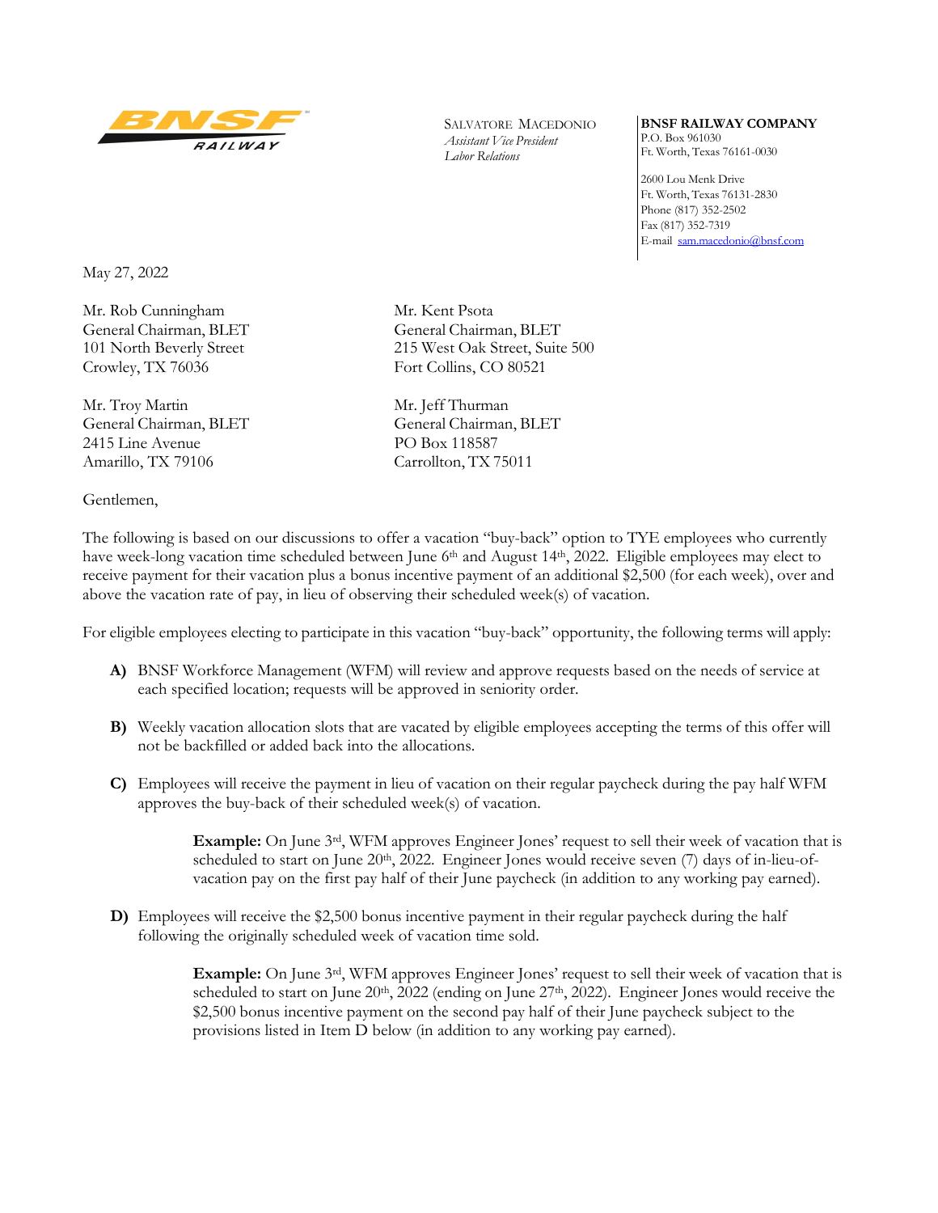BNSF RAILWAY

SALVATORE MACEDONIO
*Assistant Vice President*
*Labor Relations*

**BNSF RAILWAY COMPANY**
P.O. Box 961030
Ft. Worth, Texas 76161-0030

2600 Lou Menk Drive
Ft. Worth, Texas 76131-2830
Phone (817) 352-2502
Fax (817) 352-7319
E-mail sam.macedonio@bnsf.com

May 27, 2022

Mr. Rob Cunningham
General Chairman, BLET
101 North Beverly Street
Crowley, TX 76036

Mr. Kent Psota
General Chairman, BLET
215 West Oak Street, Suite 500
Fort Collins, CO 80521

Mr. Troy Martin
General Chairman, BLET
2415 Line Avenue
Amarillo, TX 79106

Mr. Jeff Thurman
General Chairman, BLET
PO Box 118587
Carrollton, TX 75011

Gentlemen,

The following is based on our discussions to offer a vacation "buy-back" option to TYE employees who currently have week-long vacation time scheduled between June 6th and August 14th, 2022. Eligible employees may elect to receive payment for their vacation plus a bonus incentive payment of an additional $2,500 (for each week), over and above the vacation rate of pay, in lieu of observing their scheduled week(s) of vacation.

For eligible employees electing to participate in this vacation "buy-back" opportunity, the following terms will apply:

**A)** BNSF Workforce Management (WFM) will review and approve requests based on the needs of service at each specified location; requests will be approved in seniority order.

**B)** Weekly vacation allocation slots that are vacated by eligible employees accepting the terms of this offer will not be backfilled or added back into the allocations.

**C)** Employees will receive the payment in lieu of vacation on their regular paycheck during the pay half WFM approves the buy-back of their scheduled week(s) of vacation.

> **Example:** On June 3rd, WFM approves Engineer Jones' request to sell their week of vacation that is scheduled to start on June 20th, 2022. Engineer Jones would receive seven (7) days of in-lieu-of-vacation pay on the first pay half of their June paycheck (in addition to any working pay earned).

**D)** Employees will receive the $2,500 bonus incentive payment in their regular paycheck during the half following the originally scheduled week of vacation time sold.

> **Example:** On June 3rd, WFM approves Engineer Jones' request to sell their week of vacation that is scheduled to start on June 20th, 2022 (ending on June 27th, 2022). Engineer Jones would receive the $2,500 bonus incentive payment on the second pay half of their June paycheck subject to the provisions listed in Item D below (in addition to any working pay earned).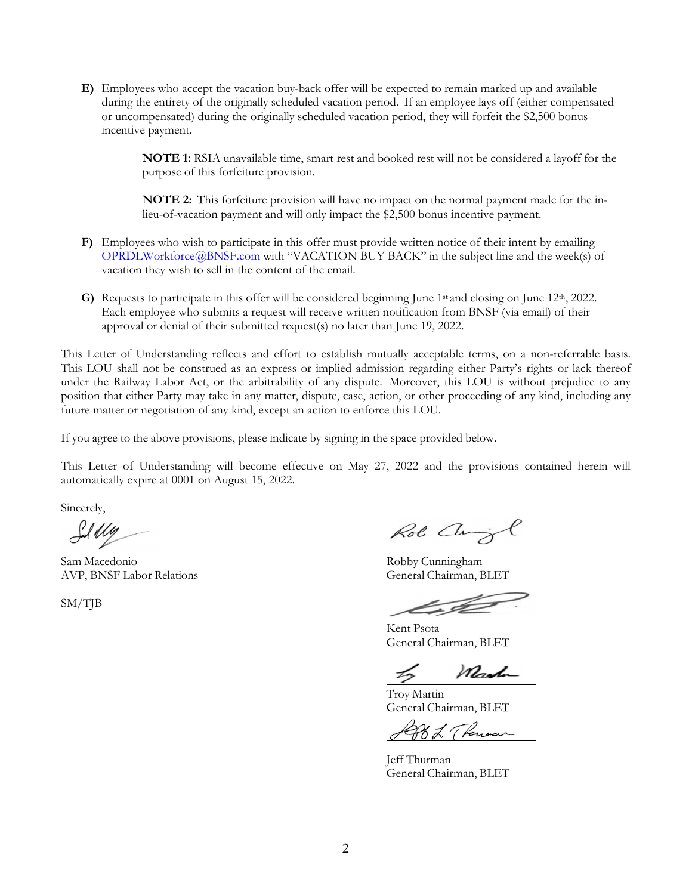**E)** Employees who accept the vacation buy-back offer will be expected to remain marked up and available during the entirety of the originally scheduled vacation period. If an employee lays off (either compensated or uncompensated) during the originally scheduled vacation period, they will forfeit the $2,500 bonus incentive payment.

> **NOTE 1:** RSIA unavailable time, smart rest and booked rest will not be considered a layoff for the purpose of this forfeiture provision.
>
> **NOTE 2:** This forfeiture provision will have no impact on the normal payment made for the in-lieu-of-vacation payment and will only impact the $2,500 bonus incentive payment.

**F)** Employees who wish to participate in this offer must provide written notice of their intent by emailing OPRDLWorkforce@BNSF.com with "VACATION BUY BACK" in the subject line and the week(s) of vacation they wish to sell in the content of the email.

**G)** Requests to participate in this offer will be considered beginning June 1st and closing on June 12th, 2022. Each employee who submits a request will receive written notification from BNSF (via email) of their approval or denial of their submitted request(s) no later than June 19, 2022.

This Letter of Understanding reflects and effort to establish mutually acceptable terms, on a non-referrable basis. This LOU shall not be construed as an express or implied admission regarding either Party's rights or lack thereof under the Railway Labor Act, or the arbitrability of any dispute. Moreover, this LOU is without prejudice to any position that either Party may take in any matter, dispute, case, action, or other proceeding of any kind, including any future matter or negotiation of any kind, except an action to enforce this LOU.

If you agree to the above provisions, please indicate by signing in the space provided below.

This Letter of Understanding will become effective on May 27, 2022 and the provisions contained herein will automatically expire at 0001 on August 15, 2022.

Sincerely,

Sam Macedonio
AVP, BNSF Labor Relations

SM/TJB

Robby Cunningham
General Chairman, BLET

Kent Psota
General Chairman, BLET

Troy Martin
General Chairman, BLET

Jeff Thurman
General Chairman, BLET